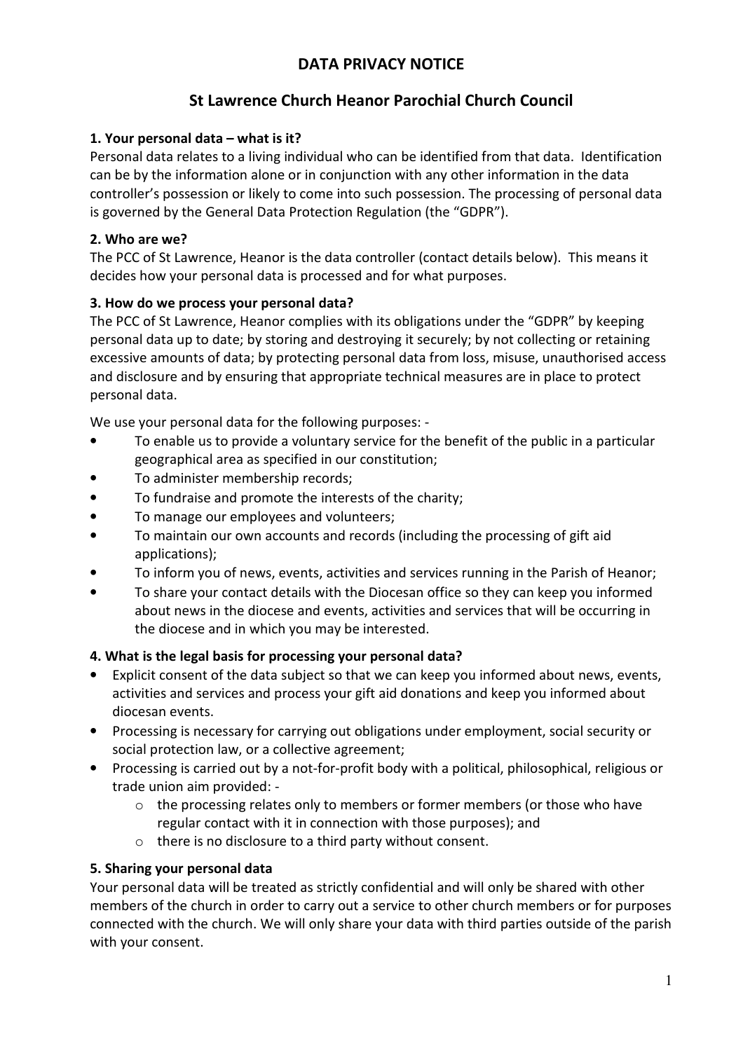# DATA PRIVACY NOTICE

## St Lawrence Church Heanor Parochial Church Council

### 1. Your personal data – what is it?

Personal data relates to a living individual who can be identified from that data. Identification can be by the information alone or in conjunction with any other information in the data controller's possession or likely to come into such possession. The processing of personal data is governed by the General Data Protection Regulation (the "GDPR").

### 2. Who are we?

The PCC of St Lawrence, Heanor is the data controller (contact details below). This means it decides how your personal data is processed and for what purposes.

### 3. How do we process your personal data?

The PCC of St Lawrence, Heanor complies with its obligations under the "GDPR" by keeping personal data up to date; by storing and destroying it securely; by not collecting or retaining excessive amounts of data; by protecting personal data from loss, misuse, unauthorised access and disclosure and by ensuring that appropriate technical measures are in place to protect personal data.

We use your personal data for the following purposes: -

- To enable us to provide a voluntary service for the benefit of the public in a particular geographical area as specified in our constitution;
- To administer membership records;
- To fundraise and promote the interests of the charity;
- To manage our employees and volunteers;
- To maintain our own accounts and records (including the processing of gift aid applications);
- To inform you of news, events, activities and services running in the Parish of Heanor;
- To share your contact details with the Diocesan office so they can keep you informed about news in the diocese and events, activities and services that will be occurring in the diocese and in which you may be interested.

### 4. What is the legal basis for processing your personal data?

- Explicit consent of the data subject so that we can keep you informed about news, events, activities and services and process your gift aid donations and keep you informed about diocesan events.
- Processing is necessary for carrying out obligations under employment, social security or social protection law, or a collective agreement;
- Processing is carried out by a not-for-profit body with a political, philosophical, religious or trade union aim provided: -
  - the processing relates only to members or former members (or those who have regular contact with it in connection with those purposes); and
  - there is no disclosure to a third party without consent.

### 5. Sharing your personal data

Your personal data will be treated as strictly confidential and will only be shared with other members of the church in order to carry out a service to other church members or for purposes connected with the church. We will only share your data with third parties outside of the parish with your consent.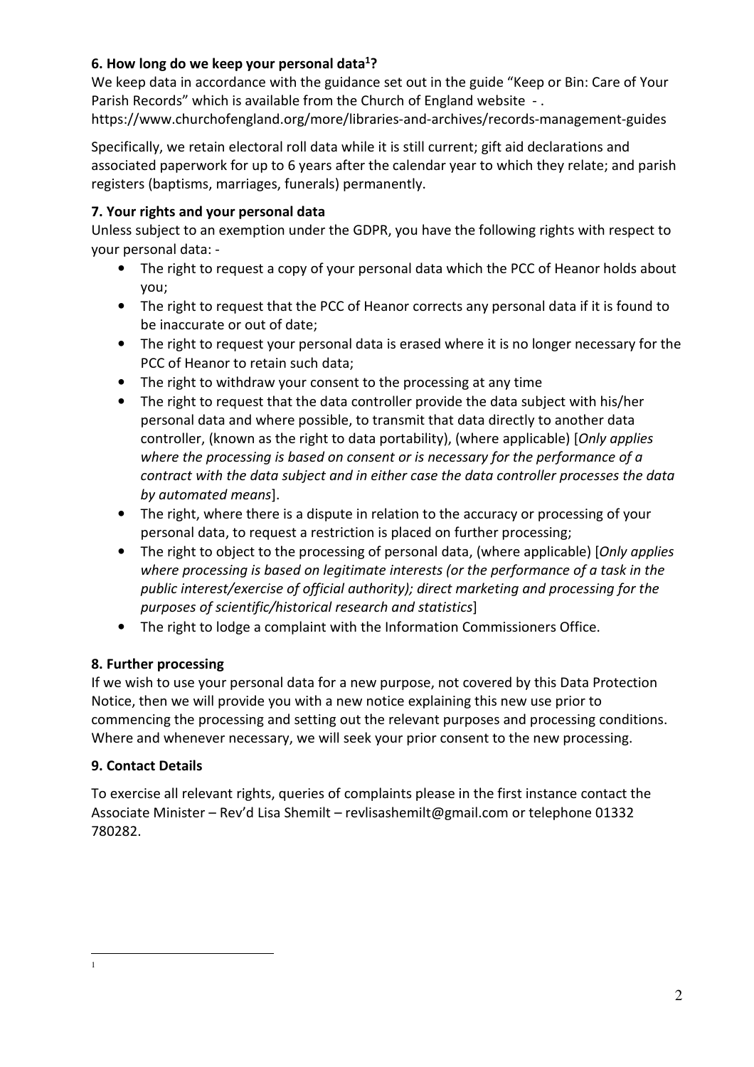**6. How long do we keep your personal data[1]?**

We keep data in accordance with the guidance set out in the guide "Keep or Bin: Care of Your Parish Records" which is available from the Church of England website - .
https://www.churchofengland.org/more/libraries-and-archives/records-management-guides

Specifically, we retain electoral roll data while it is still current; gift aid declarations and associated paperwork for up to 6 years after the calendar year to which they relate; and parish registers (baptisms, marriages, funerals) permanently.

**7. Your rights and your personal data**

Unless subject to an exemption under the GDPR, you have the following rights with respect to your personal data: -

- The right to request a copy of your personal data which the PCC of Heanor holds about you;
- The right to request that the PCC of Heanor corrects any personal data if it is found to be inaccurate or out of date;
- The right to request your personal data is erased where it is no longer necessary for the PCC of Heanor to retain such data;
- The right to withdraw your consent to the processing at any time
- The right to request that the data controller provide the data subject with his/her personal data and where possible, to transmit that data directly to another data controller, (known as the right to data portability), (where applicable) [*Only applies where the processing is based on consent or is necessary for the performance of a contract with the data subject and in either case the data controller processes the data by automated means*].
- The right, where there is a dispute in relation to the accuracy or processing of your personal data, to request a restriction is placed on further processing;
- The right to object to the processing of personal data, (where applicable) [*Only applies where processing is based on legitimate interests (or the performance of a task in the public interest/exercise of official authority); direct marketing and processing for the purposes of scientific/historical research and statistics*]
- The right to lodge a complaint with the Information Commissioners Office.

**8. Further processing**

If we wish to use your personal data for a new purpose, not covered by this Data Protection Notice, then we will provide you with a new notice explaining this new use prior to commencing the processing and setting out the relevant purposes and processing conditions. Where and whenever necessary, we will seek your prior consent to the new processing.

**9. Contact Details**

To exercise all relevant rights, queries of complaints please in the first instance contact the Associate Minister – Rev'd Lisa Shemilt – revlisashemilt@gmail.com or telephone 01332 780282.

[1]